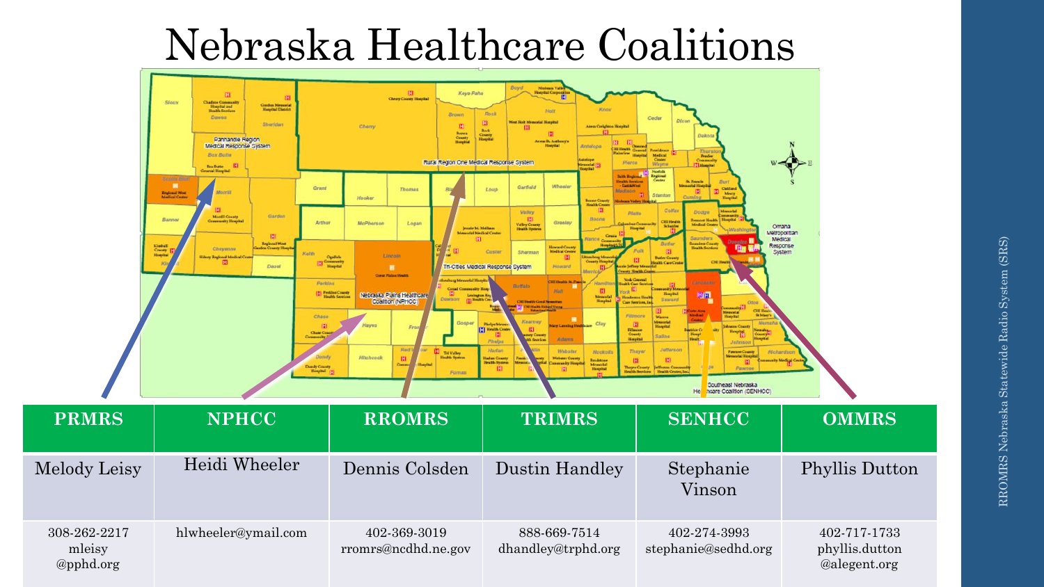# Nebraska Healthcare Coalitions

| PRMRS | NPHCC | RROMRS | TRIMRS | SENHCC | OMMRS |
| --- | --- | --- | --- | --- | --- |
| Melody Leisy | Heidi Wheeler | Dennis Colsden | Dustin Handley | Stephanie Vinson | Phyllis Dutton |
| 308-262-2217 mleisy @pphd.org | hlwheeler@ymail.com | 402-369-3019 rromrs@ncdhd.ne.gov | 888-669-7514 dhandley@trphd.org | 402-274-3993 stephanie@sedhd.org | 402-717-1733 phyllis.dutton @alegent.org |

RROMRS Nebraska Statewide Radio System (SRS)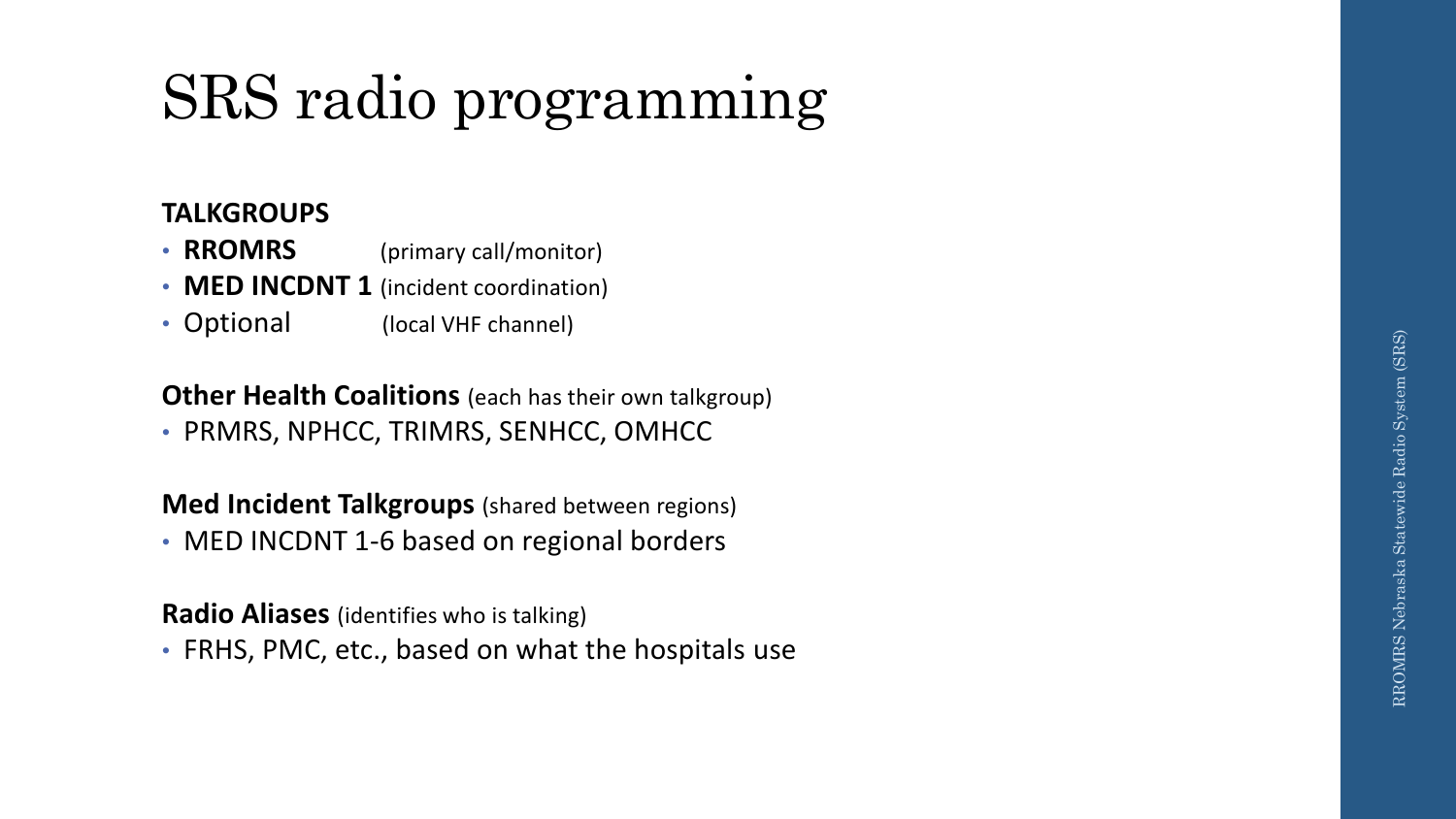# SRS radio programming

**TALKGROUPS**

- **RROMRS** (primary call/monitor)
- **MED INCDNT 1** (incident coordination)
- Optional (local VHF channel)

**Other Health Coalitions** (each has their own talkgroup)

- PRMRS, NPHCC, TRIMRS, SENHCC, OMHCC

**Med Incident Talkgroups** (shared between regions)

- MED INCDNT 1-6 based on regional borders

**Radio Aliases** (identifies who is talking)

- FRHS, PMC, etc., based on what the hospitals use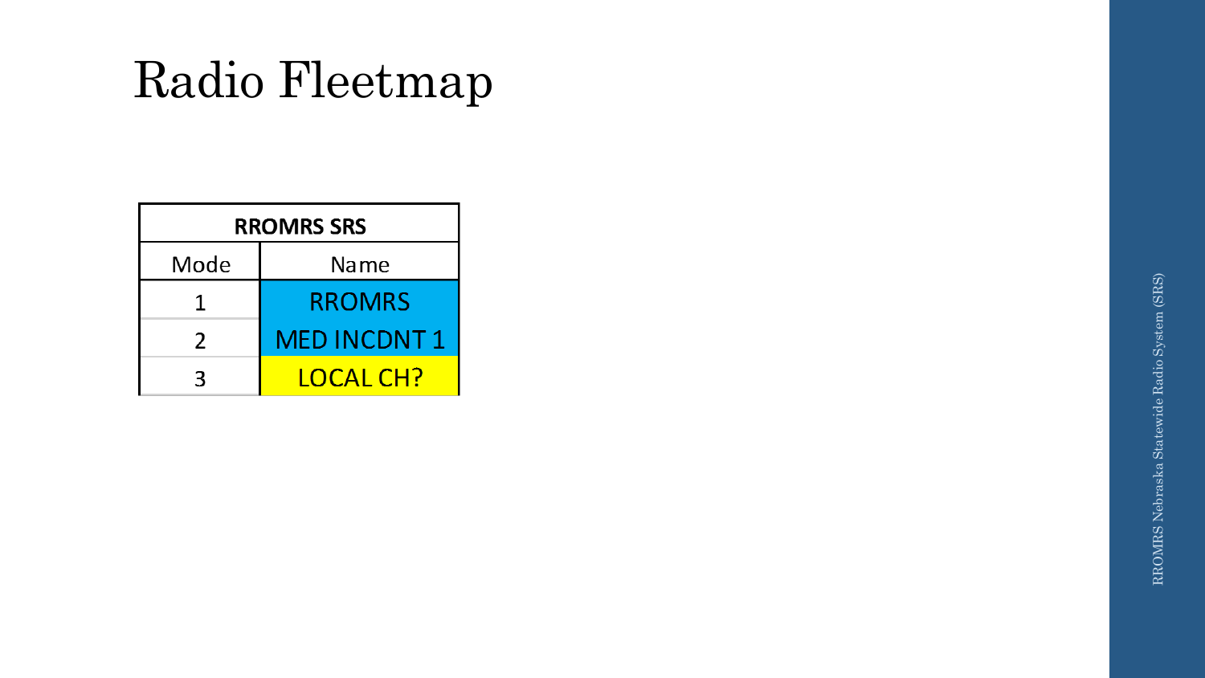# Radio Fleetmap

| RROMRS SRS | |
|---|---|
| Mode | Name |
| 1 | RROMRS |
| 2 | MED INCDNT 1 |
| 3 | LOCAL CH? |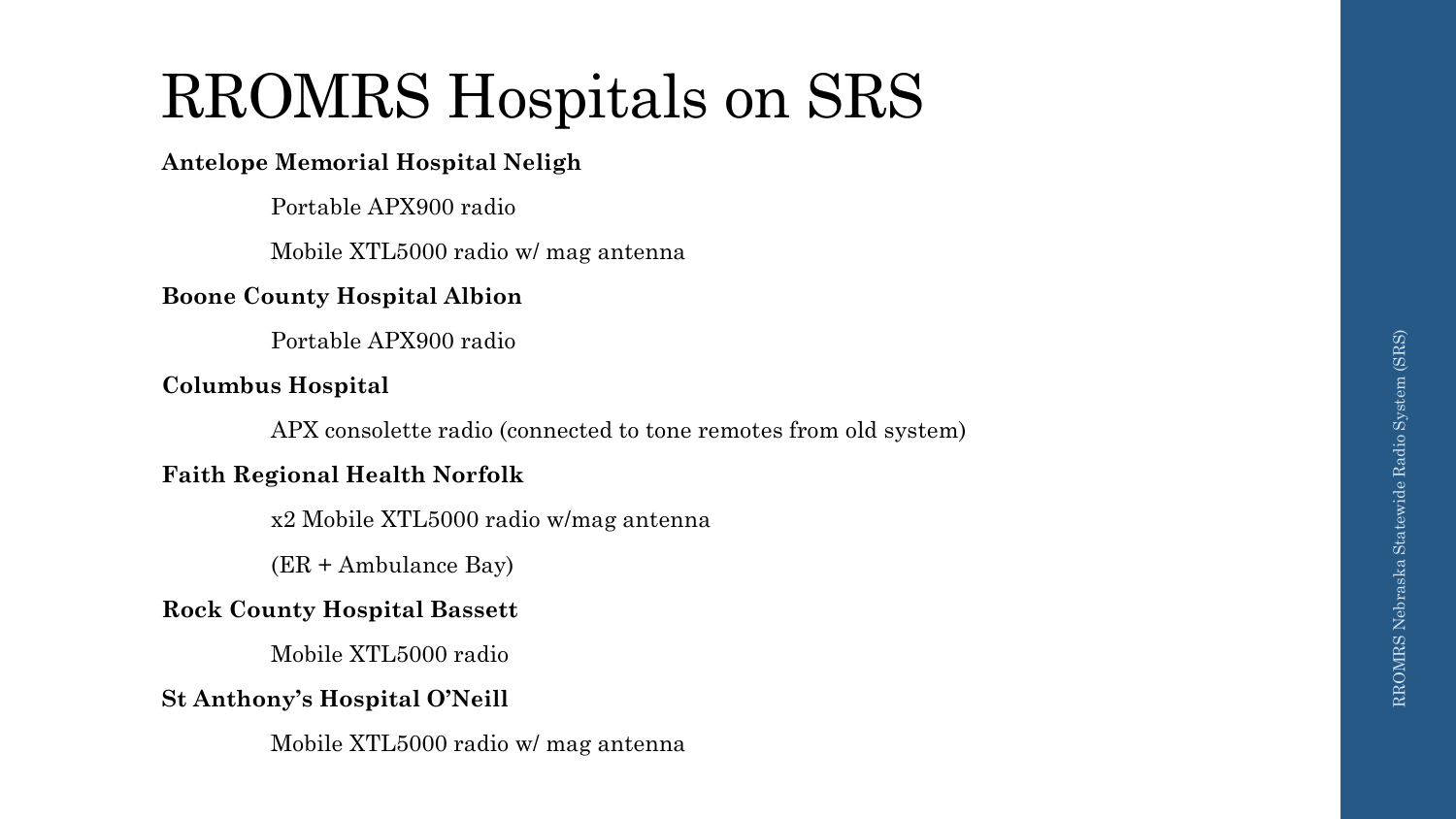# RROMRS Hospitals on SRS

**Antelope Memorial Hospital Neligh**

Portable APX900 radio

Mobile XTL5000 radio w/ mag antenna

**Boone County Hospital Albion**

Portable APX900 radio

**Columbus Hospital**

APX consolette radio (connected to tone remotes from old system)

**Faith Regional Health Norfolk**

x2 Mobile XTL5000 radio w/mag antenna

(ER + Ambulance Bay)

**Rock County Hospital Bassett**

Mobile XTL5000 radio

**St Anthony's Hospital O'Neill**

Mobile XTL5000 radio w/ mag antenna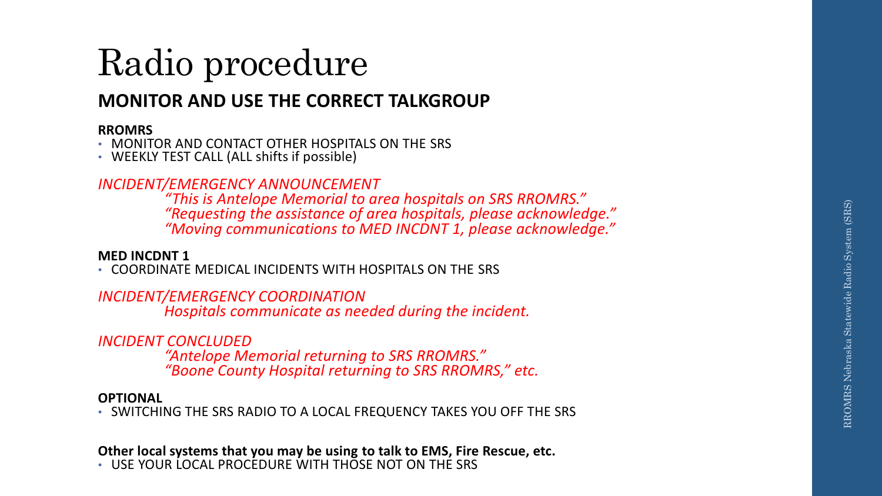# Radio procedure

## MONITOR AND USE THE CORRECT TALKGROUP

**RROMRS**

- MONITOR AND CONTACT OTHER HOSPITALS ON THE SRS
- WEEKLY TEST CALL (ALL shifts if possible)

*INCIDENT/EMERGENCY ANNOUNCEMENT*

> *"This is Antelope Memorial to area hospitals on SRS RROMRS."*
> *"Requesting the assistance of area hospitals, please acknowledge."*
> *"Moving communications to MED INCDNT 1, please acknowledge."*

**MED INCDNT 1**

- COORDINATE MEDICAL INCIDENTS WITH HOSPITALS ON THE SRS

*INCIDENT/EMERGENCY COORDINATION*

> *Hospitals communicate as needed during the incident.*

*INCIDENT CONCLUDED*

> *"Antelope Memorial returning to SRS RROMRS."*
> *"Boone County Hospital returning to SRS RROMRS," etc.*

**OPTIONAL**

- SWITCHING THE SRS RADIO TO A LOCAL FREQUENCY TAKES YOU OFF THE SRS

**Other local systems that you may be using to talk to EMS, Fire Rescue, etc.**

- USE YOUR LOCAL PROCEDURE WITH THOSE NOT ON THE SRS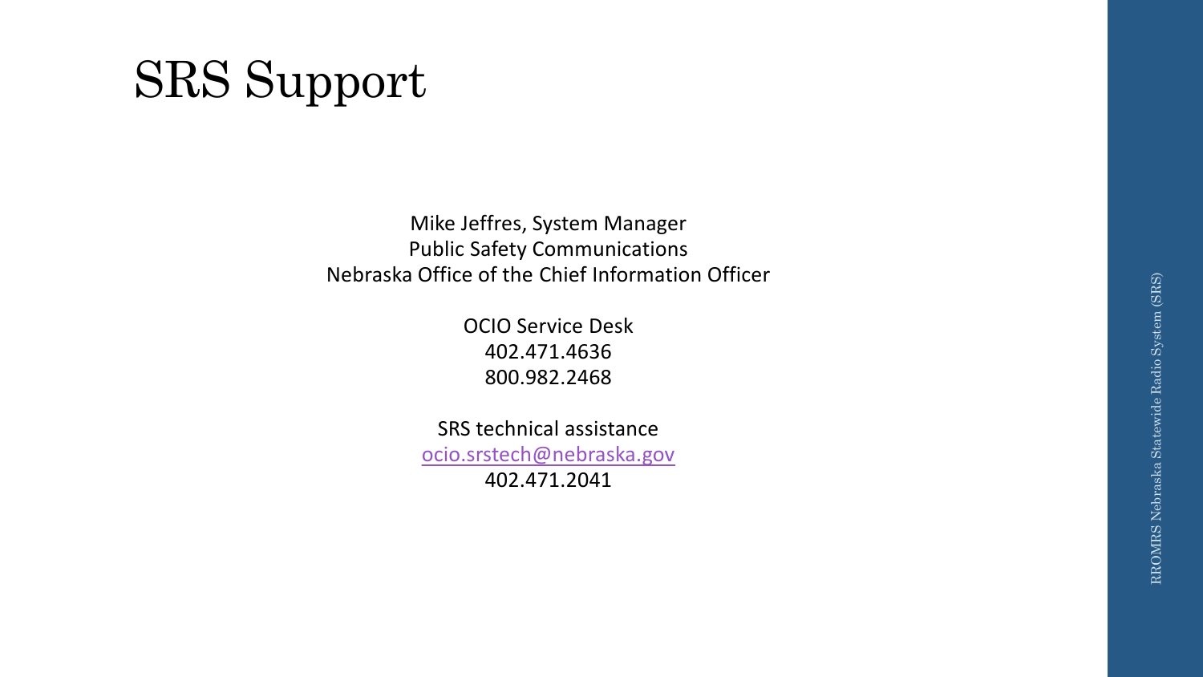# SRS Support

Mike Jeffres, System Manager
Public Safety Communications
Nebraska Office of the Chief Information Officer

OCIO Service Desk
402.471.4636
800.982.2468

SRS technical assistance
ocio.srstech@nebraska.gov
402.471.2041